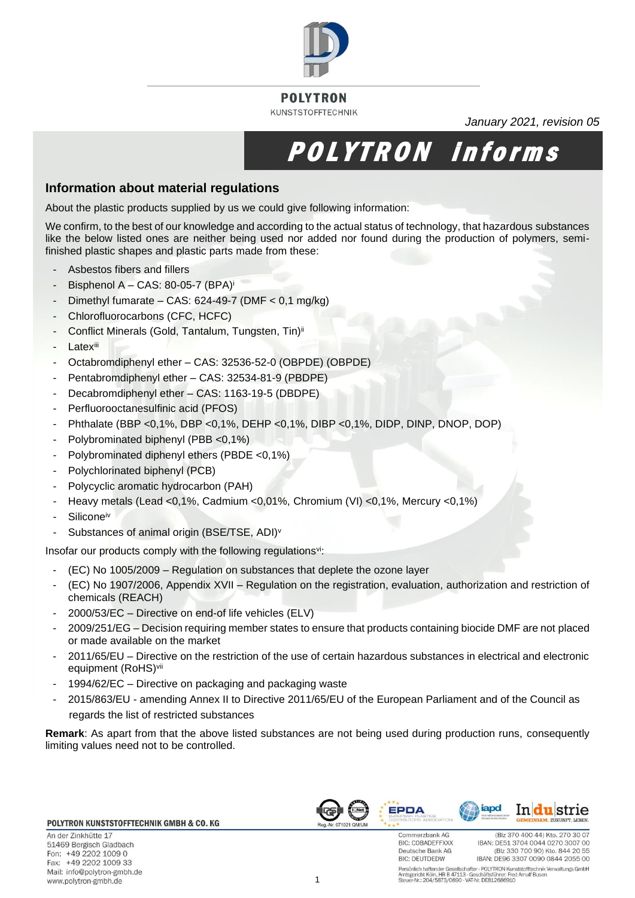POLYTRON

KUNSTSTOFFTECHNIK

*January 2021, revision 05*

# POLYTRON Informs

## Information about material regulations

About the plastic products supplied by us we could give following information:

We confirm, to the best of our knowledge and according to the actual status of technology, that hazardous substances like the below listed ones are neither being used nor added nor found during the production of polymers, semi-finished plastic shapes and plastic parts made from these:

- Asbestos fibers and fillers
- Bisphenol A – CAS: 80-05-7 (BPA)[i]
- Dimethyl fumarate – CAS: 624-49-7 (DMF < 0,1 mg/kg)
- Chlorofluorocarbons (CFC, HCFC)
- Conflict Minerals (Gold, Tantalum, Tungsten, Tin)[ii]
- Latex[iii]
- Octabromdiphenyl ether – CAS: 32536-52-0 (OBPDE) (OBPDE)
- Pentabromdiphenyl ether – CAS: 32534-81-9 (PBDPE)
- Decabromdiphenyl ether – CAS: 1163-19-5 (DBDPE)
- Perfluorooctanesulfinic acid (PFOS)
- Phthalate (BBP <0,1%, DBP <0,1%, DEHP <0,1%, DIBP <0,1%, DIDP, DINP, DNOP, DOP)
- Polybrominated biphenyl (PBB <0,1%)
- Polybrominated diphenyl ethers (PBDE <0,1%)
- Polychlorinated biphenyl (PCB)
- Polycyclic aromatic hydrocarbon (PAH)
- Heavy metals (Lead <0,1%, Cadmium <0,01%, Chromium (VI) <0,1%, Mercury <0,1%)
- Silicone[iv]
- Substances of animal origin (BSE/TSE, ADI)[v]

Insofar our products comply with the following regulations[vi]:

- (EC) No 1005/2009 – Regulation on substances that deplete the ozone layer
- (EC) No 1907/2006, Appendix XVII – Regulation on the registration, evaluation, authorization and restriction of chemicals (REACH)
- 2000/53/EC – Directive on end-of life vehicles (ELV)
- 2009/251/EG – Decision requiring member states to ensure that products containing biocide DMF are not placed or made available on the market
- 2011/65/EU – Directive on the restriction of the use of certain hazardous substances in electrical and electronic equipment (RoHS)[vii]
- 1994/62/EC – Directive on packaging and packaging waste
- 2015/863/EU - amending Annex II to Directive 2011/65/EU of the European Parliament and of the Council as regards the list of restricted substances

**Remark**: As apart from that the above listed substances are not being used during production runs, consequently limiting values need not to be controlled.

**POLYTRON KUNSTSTOFFTECHNIK GMBH & CO. KG**

An der Zinkhütte 17
51469 Bergisch Gladbach
Fon: +49 2202 1009 0
Fax: +49 2202 1009 33
Mail: info@polytron-gmbh.de
www.polytron-gmbh.de

Reg.-Nr. 071021 QM/UM

Commerzbank AG (Blz 370 400 44) Kto. 270 30 07
BIC: COBADEFFXXX IBAN: DE51 3704 0044 0270 3007 00
Deutsche Bank AG (Blz 330 700 90) Kto. 844 20 55
BIC: DEUTDEDW IBAN: DE96 3307 0090 0844 2055 00

Persönlich haftender Gesellschafter - POLYTRON Kunststofftechnik Verwaltungs GmbH
Amtsgericht Köln, HR B 47113 - Geschäftsführer: Fred Arnulf Busen
Steuer-Nr.: 204/5873/0890 - VAT-Nr. DE812686910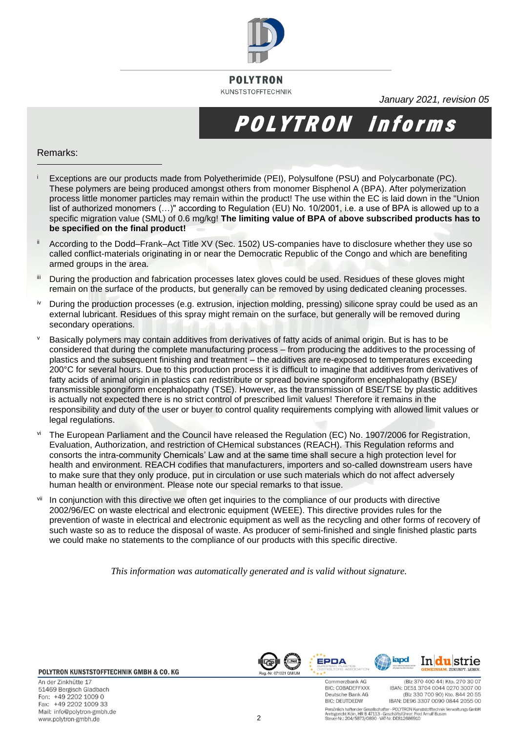January 2021, revision 05

# POLYTRON Informs

Remarks:

[i] Exceptions are our products made from Polyetherimide (PEI), Polysulfone (PSU) and Polycarbonate (PC). These polymers are being produced amongst others from monomer Bisphenol A (BPA). After polymerization process little monomer particles may remain within the product! The use within the EC is laid down in the "Union list of authorized monomers (…)" according to Regulation (EU) No. 10/2001, i.e. a use of BPA is allowed up to a specific migration value (SML) of 0.6 mg/kg! **The limiting value of BPA of above subscribed products has to be specified on the final product!**

[ii] According to the Dodd–Frank–Act Title XV (Sec. 1502) US-companies have to disclosure whether they use so called conflict-materials originating in or near the Democratic Republic of the Congo and which are benefiting armed groups in the area.

[iii] During the production and fabrication processes latex gloves could be used. Residues of these gloves might remain on the surface of the products, but generally can be removed by using dedicated cleaning processes.

[iv] During the production processes (e.g. extrusion, injection molding, pressing) silicone spray could be used as an external lubricant. Residues of this spray might remain on the surface, but generally will be removed during secondary operations.

[v] Basically polymers may contain additives from derivatives of fatty acids of animal origin. But is has to be considered that during the complete manufacturing process – from producing the additives to the processing of plastics and the subsequent finishing and treatment – the additives are re-exposed to temperatures exceeding 200°C for several hours. Due to this production process it is difficult to imagine that additives from derivatives of fatty acids of animal origin in plastics can redistribute or spread bovine spongiform encephalopathy (BSE)/ transmissible spongiform encephalopathy (TSE). However, as the transmission of BSE/TSE by plastic additives is actually not expected there is no strict control of prescribed limit values! Therefore it remains in the responsibility and duty of the user or buyer to control quality requirements complying with allowed limit values or legal regulations.

[vi] The European Parliament and the Council have released the Regulation (EC) No. 1907/2006 for Registration, Evaluation, Authorization, and restriction of CHemical substances (REACH). This Regulation reforms and consorts the intra-community Chemicals' Law and at the same time shall secure a high protection level for health and environment. REACH codifies that manufacturers, importers and so-called downstream users have to make sure that they only produce, put in circulation or use such materials which do not affect adversely human health or environment. Please note our special remarks to that issue.

[vii] In conjunction with this directive we often get inquiries to the compliance of our products with directive 2002/96/EC on waste electrical and electronic equipment (WEEE). This directive provides rules for the prevention of waste in electrical and electronic equipment as well as the recycling and other forms of recovery of such waste so as to reduce the disposal of waste. As producer of semi-finished and single finished plastic parts we could make no statements to the compliance of our products with this specific directive.

*This information was automatically generated and is valid without signature.*